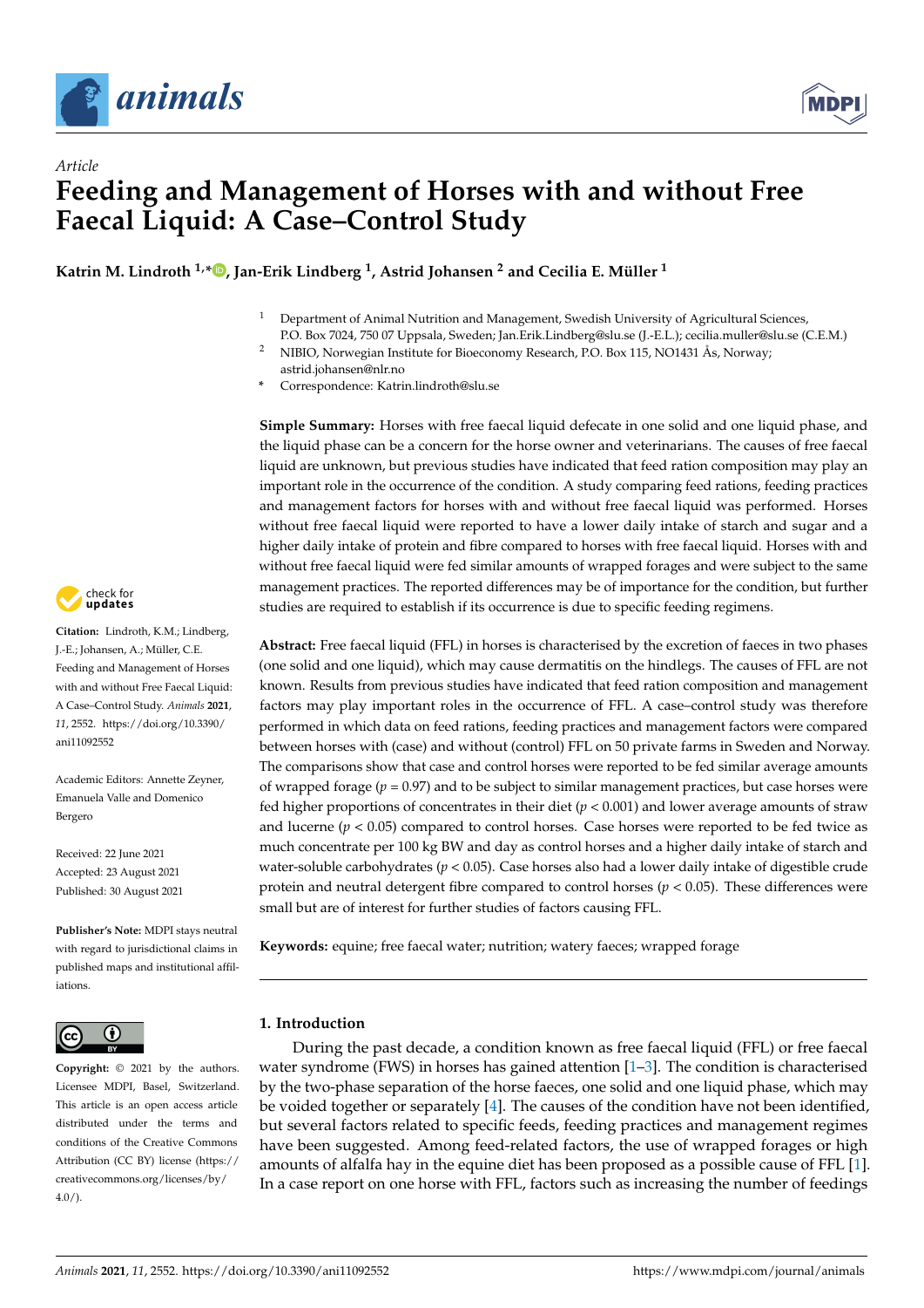*Article*

# Feeding and Management of Horses with and without Free Faecal Liquid: A Case–Control Study

**Katrin M. Lindroth [1,*], Jan-Erik Lindberg [1], Astrid Johansen [2] and Cecilia E. Müller [1]**

[1] Department of Animal Nutrition and Management, Swedish University of Agricultural Sciences, P.O. Box 7024, 750 07 Uppsala, Sweden; Jan.Erik.Lindberg@slu.se (J.-E.L.); cecilia.muller@slu.se (C.E.M.)

[2] NIBIO, Norwegian Institute for Bioeconomy Research, P.O. Box 115, NO1431 Ås, Norway; astrid.johansen@nlr.no

[*] Correspondence: Katrin.lindroth@slu.se

**Simple Summary:** Horses with free faecal liquid defecate in one solid and one liquid phase, and the liquid phase can be a concern for the horse owner and veterinarians. The causes of free faecal liquid are unknown, but previous studies have indicated that feed ration composition may play an important role in the occurrence of the condition. A study comparing feed rations, feeding practices and management factors for horses with and without free faecal liquid was performed. Horses without free faecal liquid were reported to have a lower daily intake of starch and sugar and a higher daily intake of protein and fibre compared to horses with free faecal liquid. Horses with and without free faecal liquid were fed similar amounts of wrapped forages and were subject to the same management practices. The reported differences may be of importance for the condition, but further studies are required to establish if its occurrence is due to specific feeding regimens.

**Abstract:** Free faecal liquid (FFL) in horses is characterised by the excretion of faeces in two phases (one solid and one liquid), which may cause dermatitis on the hindlegs. The causes of FFL are not known. Results from previous studies have indicated that feed ration composition and management factors may play important roles in the occurrence of FFL. A case–control study was therefore performed in which data on feed rations, feeding practices and management factors were compared between horses with (case) and without (control) FFL on 50 private farms in Sweden and Norway. The comparisons show that case and control horses were reported to be fed similar average amounts of wrapped forage ($p = 0.97$) and to be subject to similar management practices, but case horses were fed higher proportions of concentrates in their diet ($p < 0.001$) and lower average amounts of straw and lucerne ($p < 0.05$) compared to control horses. Case horses were reported to be fed twice as much concentrate per 100 kg BW and day as control horses and a higher daily intake of starch and water-soluble carbohydrates ($p < 0.05$). Case horses also had a lower daily intake of digestible crude protein and neutral detergent fibre compared to control horses ($p < 0.05$). These differences were small but are of interest for further studies of factors causing FFL.

**Keywords:** equine; free faecal water; nutrition; watery faeces; wrapped forage

**Citation:** Lindroth, K.M.; Lindberg, J.-E.; Johansen, A.; Müller, C.E. Feeding and Management of Horses with and without Free Faecal Liquid: A Case–Control Study. *Animals* **2021**, *11*, 2552. https://doi.org/10.3390/ani11092552

Academic Editors: Annette Zeyner, Emanuela Valle and Domenico Bergero

Received: 22 June 2021
Accepted: 23 August 2021
Published: 30 August 2021

**Publisher's Note:** MDPI stays neutral with regard to jurisdictional claims in published maps and institutional affiliations.

**Copyright:** © 2021 by the authors. Licensee MDPI, Basel, Switzerland. This article is an open access article distributed under the terms and conditions of the Creative Commons Attribution (CC BY) license (https://creativecommons.org/licenses/by/4.0/).

## 1. Introduction

During the past decade, a condition known as free faecal liquid (FFL) or free faecal water syndrome (FWS) in horses has gained attention [1–3]. The condition is characterised by the two-phase separation of the horse faeces, one solid and one liquid phase, which may be voided together or separately [4]. The causes of the condition have not been identified, but several factors related to specific feeds, feeding practices and management regimes have been suggested. Among feed-related factors, the use of wrapped forages or high amounts of alfalfa hay in the equine diet has been proposed as a possible cause of FFL [1]. In a case report on one horse with FFL, factors such as increasing the number of feedings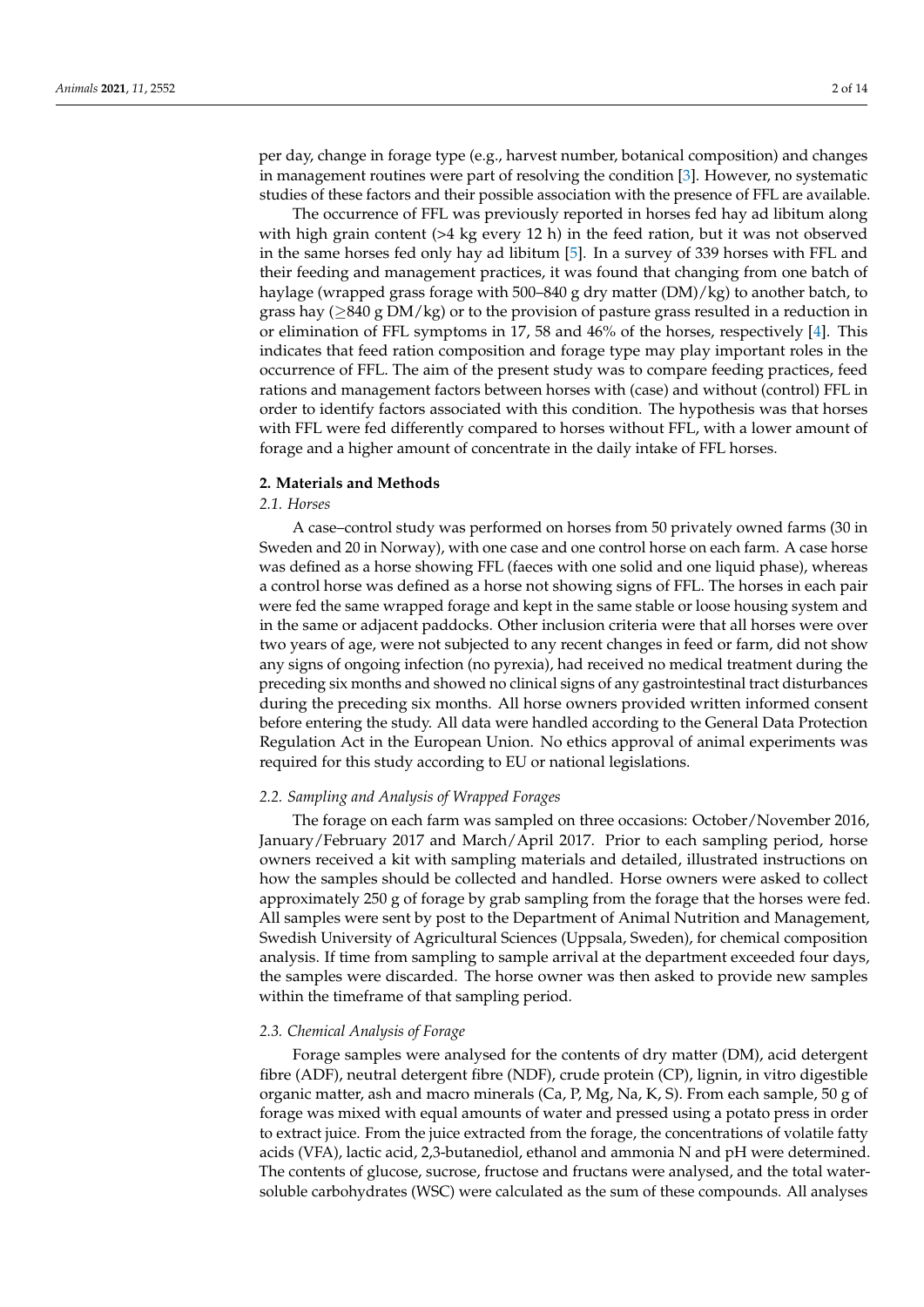per day, change in forage type (e.g., harvest number, botanical composition) and changes in management routines were part of resolving the condition [3]. However, no systematic studies of these factors and their possible association with the presence of FFL are available.

The occurrence of FFL was previously reported in horses fed hay ad libitum along with high grain content (>4 kg every 12 h) in the feed ration, but it was not observed in the same horses fed only hay ad libitum [5]. In a survey of 339 horses with FFL and their feeding and management practices, it was found that changing from one batch of haylage (wrapped grass forage with 500–840 g dry matter (DM)/kg) to another batch, to grass hay (≥840 g DM/kg) or to the provision of pasture grass resulted in a reduction in or elimination of FFL symptoms in 17, 58 and 46% of the horses, respectively [4]. This indicates that feed ration composition and forage type may play important roles in the occurrence of FFL. The aim of the present study was to compare feeding practices, feed rations and management factors between horses with (case) and without (control) FFL in order to identify factors associated with this condition. The hypothesis was that horses with FFL were fed differently compared to horses without FFL, with a lower amount of forage and a higher amount of concentrate in the daily intake of FFL horses.

## 2. Materials and Methods

### 2.1. Horses

A case–control study was performed on horses from 50 privately owned farms (30 in Sweden and 20 in Norway), with one case and one control horse on each farm. A case horse was defined as a horse showing FFL (faeces with one solid and one liquid phase), whereas a control horse was defined as a horse not showing signs of FFL. The horses in each pair were fed the same wrapped forage and kept in the same stable or loose housing system and in the same or adjacent paddocks. Other inclusion criteria were that all horses were over two years of age, were not subjected to any recent changes in feed or farm, did not show any signs of ongoing infection (no pyrexia), had received no medical treatment during the preceding six months and showed no clinical signs of any gastrointestinal tract disturbances during the preceding six months. All horse owners provided written informed consent before entering the study. All data were handled according to the General Data Protection Regulation Act in the European Union. No ethics approval of animal experiments was required for this study according to EU or national legislations.

### 2.2. Sampling and Analysis of Wrapped Forages

The forage on each farm was sampled on three occasions: October/November 2016, January/February 2017 and March/April 2017. Prior to each sampling period, horse owners received a kit with sampling materials and detailed, illustrated instructions on how the samples should be collected and handled. Horse owners were asked to collect approximately 250 g of forage by grab sampling from the forage that the horses were fed. All samples were sent by post to the Department of Animal Nutrition and Management, Swedish University of Agricultural Sciences (Uppsala, Sweden), for chemical composition analysis. If time from sampling to sample arrival at the department exceeded four days, the samples were discarded. The horse owner was then asked to provide new samples within the timeframe of that sampling period.

### 2.3. Chemical Analysis of Forage

Forage samples were analysed for the contents of dry matter (DM), acid detergent fibre (ADF), neutral detergent fibre (NDF), crude protein (CP), lignin, in vitro digestible organic matter, ash and macro minerals (Ca, P, Mg, Na, K, S). From each sample, 50 g of forage was mixed with equal amounts of water and pressed using a potato press in order to extract juice. From the juice extracted from the forage, the concentrations of volatile fatty acids (VFA), lactic acid, 2,3-butanediol, ethanol and ammonia N and pH were determined. The contents of glucose, sucrose, fructose and fructans were analysed, and the total water-soluble carbohydrates (WSC) were calculated as the sum of these compounds. All analyses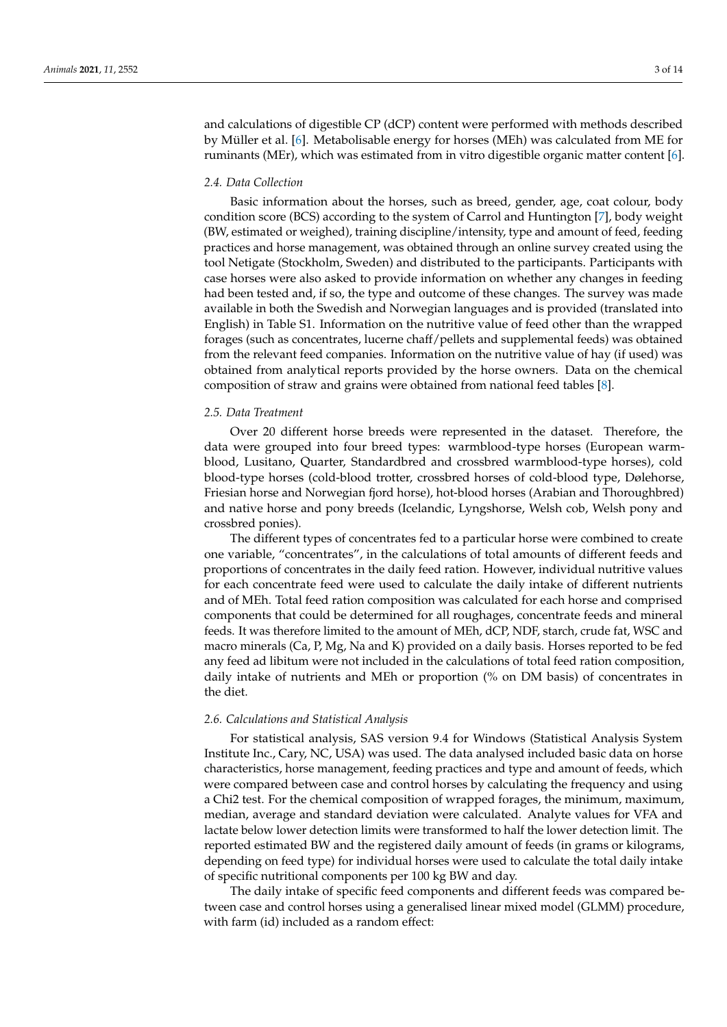and calculations of digestible CP (dCP) content were performed with methods described by Müller et al. [6]. Metabolisable energy for horses (MEh) was calculated from ME for ruminants (MEr), which was estimated from in vitro digestible organic matter content [6].

### 2.4. Data Collection

Basic information about the horses, such as breed, gender, age, coat colour, body condition score (BCS) according to the system of Carrol and Huntington [7], body weight (BW, estimated or weighed), training discipline/intensity, type and amount of feed, feeding practices and horse management, was obtained through an online survey created using the tool Netigate (Stockholm, Sweden) and distributed to the participants. Participants with case horses were also asked to provide information on whether any changes in feeding had been tested and, if so, the type and outcome of these changes. The survey was made available in both the Swedish and Norwegian languages and is provided (translated into English) in Table S1. Information on the nutritive value of feed other than the wrapped forages (such as concentrates, lucerne chaff/pellets and supplemental feeds) was obtained from the relevant feed companies. Information on the nutritive value of hay (if used) was obtained from analytical reports provided by the horse owners. Data on the chemical composition of straw and grains were obtained from national feed tables [8].

### 2.5. Data Treatment

Over 20 different horse breeds were represented in the dataset. Therefore, the data were grouped into four breed types: warmblood-type horses (European warmblood, Lusitano, Quarter, Standardbred and crossbred warmblood-type horses), cold blood-type horses (cold-blood trotter, crossbred horses of cold-blood type, Dølehorse, Friesian horse and Norwegian fjord horse), hot-blood horses (Arabian and Thoroughbred) and native horse and pony breeds (Icelandic, Lyngshorse, Welsh cob, Welsh pony and crossbred ponies).

The different types of concentrates fed to a particular horse were combined to create one variable, "concentrates", in the calculations of total amounts of different feeds and proportions of concentrates in the daily feed ration. However, individual nutritive values for each concentrate feed were used to calculate the daily intake of different nutrients and of MEh. Total feed ration composition was calculated for each horse and comprised components that could be determined for all roughages, concentrate feeds and mineral feeds. It was therefore limited to the amount of MEh, dCP, NDF, starch, crude fat, WSC and macro minerals (Ca, P, Mg, Na and K) provided on a daily basis. Horses reported to be fed any feed ad libitum were not included in the calculations of total feed ration composition, daily intake of nutrients and MEh or proportion (% on DM basis) of concentrates in the diet.

### 2.6. Calculations and Statistical Analysis

For statistical analysis, SAS version 9.4 for Windows (Statistical Analysis System Institute Inc., Cary, NC, USA) was used. The data analysed included basic data on horse characteristics, horse management, feeding practices and type and amount of feeds, which were compared between case and control horses by calculating the frequency and using a Chi2 test. For the chemical composition of wrapped forages, the minimum, maximum, median, average and standard deviation were calculated. Analyte values for VFA and lactate below lower detection limits were transformed to half the lower detection limit. The reported estimated BW and the registered daily amount of feeds (in grams or kilograms, depending on feed type) for individual horses were used to calculate the total daily intake of specific nutritional components per 100 kg BW and day.

The daily intake of specific feed components and different feeds was compared between case and control horses using a generalised linear mixed model (GLMM) procedure, with farm (id) included as a random effect: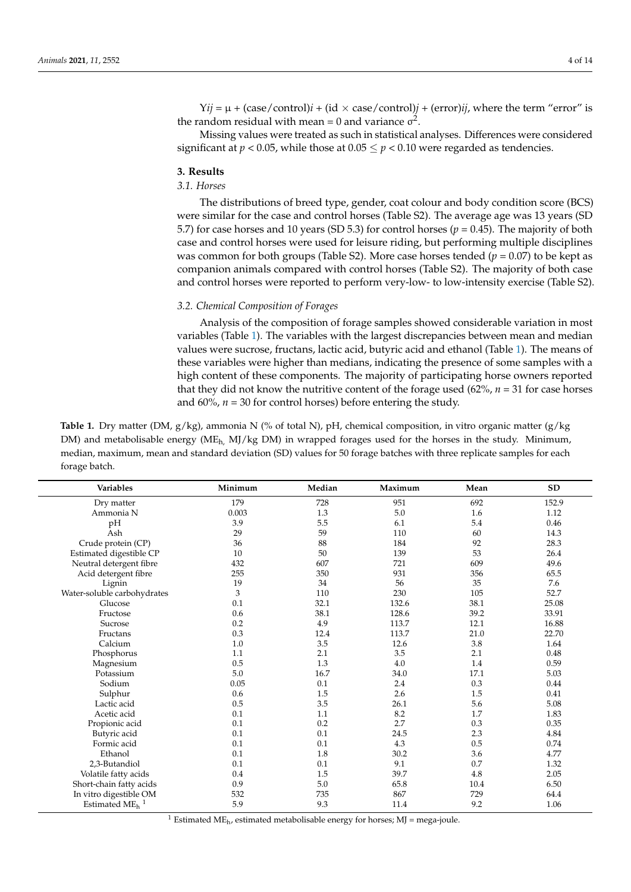$Y_{ij} = \mu + (\text{case/control})_i + (\text{id} \times \text{case/control})_j + (\text{error})_{ij}$, where the term "error" is the random residual with mean = 0 and variance $\sigma^2$.

Missing values were treated as such in statistical analyses. Differences were considered significant at $p < 0.05$, while those at $0.05 \leq p < 0.10$ were regarded as tendencies.

## 3. Results

### 3.1. Horses

The distributions of breed type, gender, coat colour and body condition score (BCS) were similar for the case and control horses (Table S2). The average age was 13 years (SD 5.7) for case horses and 10 years (SD 5.3) for control horses ($p = 0.45$). The majority of both case and control horses were used for leisure riding, but performing multiple disciplines was common for both groups (Table S2). More case horses tended ($p = 0.07$) to be kept as companion animals compared with control horses (Table S2). The majority of both case and control horses were reported to perform very-low- to low-intensity exercise (Table S2).

### 3.2. Chemical Composition of Forages

Analysis of the composition of forage samples showed considerable variation in most variables (Table 1). The variables with the largest discrepancies between mean and median values were sucrose, fructans, lactic acid, butyric acid and ethanol (Table 1). The means of these variables were higher than medians, indicating the presence of some samples with a high content of these components. The majority of participating horse owners reported that they did not know the nutritive content of the forage used (62%, $n = 31$ for case horses and 60%, $n = 30$ for control horses) before entering the study.

**Table 1.** Dry matter (DM, g/kg), ammonia N (% of total N), pH, chemical composition, in vitro organic matter (g/kg DM) and metabolisable energy ($ME_h$, MJ/kg DM) in wrapped forages used for the horses in the study. Minimum, median, maximum, mean and standard deviation (SD) values for 50 forage batches with three replicate samples for each forage batch.

| Variables | Minimum | Median | Maximum | Mean | SD |
|---|---|---|---|---|---|
| Dry matter | 179 | 728 | 951 | 692 | 152.9 |
| Ammonia N | 0.003 | 1.3 | 5.0 | 1.6 | 1.12 |
| pH | 3.9 | 5.5 | 6.1 | 5.4 | 0.46 |
| Ash | 29 | 59 | 110 | 60 | 14.3 |
| Crude protein (CP) | 36 | 88 | 184 | 92 | 28.3 |
| Estimated digestible CP | 10 | 50 | 139 | 53 | 26.4 |
| Neutral detergent fibre | 432 | 607 | 721 | 609 | 49.6 |
| Acid detergent fibre | 255 | 350 | 931 | 356 | 65.5 |
| Lignin | 19 | 34 | 56 | 35 | 7.6 |
| Water-soluble carbohydrates | 3 | 110 | 230 | 105 | 52.7 |
| Glucose | 0.1 | 32.1 | 132.6 | 38.1 | 25.08 |
| Fructose | 0.6 | 38.1 | 128.6 | 39.2 | 33.91 |
| Sucrose | 0.2 | 4.9 | 113.7 | 12.1 | 16.88 |
| Fructans | 0.3 | 12.4 | 113.7 | 21.0 | 22.70 |
| Calcium | 1.0 | 3.5 | 12.6 | 3.8 | 1.64 |
| Phosphorus | 1.1 | 2.1 | 3.5 | 2.1 | 0.48 |
| Magnesium | 0.5 | 1.3 | 4.0 | 1.4 | 0.59 |
| Potassium | 5.0 | 16.7 | 34.0 | 17.1 | 5.03 |
| Sodium | 0.05 | 0.1 | 2.4 | 0.3 | 0.44 |
| Sulphur | 0.6 | 1.5 | 2.6 | 1.5 | 0.41 |
| Lactic acid | 0.5 | 3.5 | 26.1 | 5.6 | 5.08 |
| Acetic acid | 0.1 | 1.1 | 8.2 | 1.7 | 1.83 |
| Propionic acid | 0.1 | 0.2 | 2.7 | 0.3 | 0.35 |
| Butyric acid | 0.1 | 0.1 | 24.5 | 2.3 | 4.84 |
| Formic acid | 0.1 | 0.1 | 4.3 | 0.5 | 0.74 |
| Ethanol | 0.1 | 1.8 | 30.2 | 3.6 | 4.77 |
| 2,3-Butandiol | 0.1 | 0.1 | 9.1 | 0.7 | 1.32 |
| Volatile fatty acids | 0.4 | 1.5 | 39.7 | 4.8 | 2.05 |
| Short-chain fatty acids | 0.9 | 5.0 | 65.8 | 10.4 | 6.50 |
| In vitro digestible OM | 532 | 735 | 867 | 729 | 64.4 |
| Estimated $ME_h$ [1] | 5.9 | 9.3 | 11.4 | 9.2 | 1.06 |

[1] Estimated $ME_h$, estimated metabolisable energy for horses; MJ = mega-joule.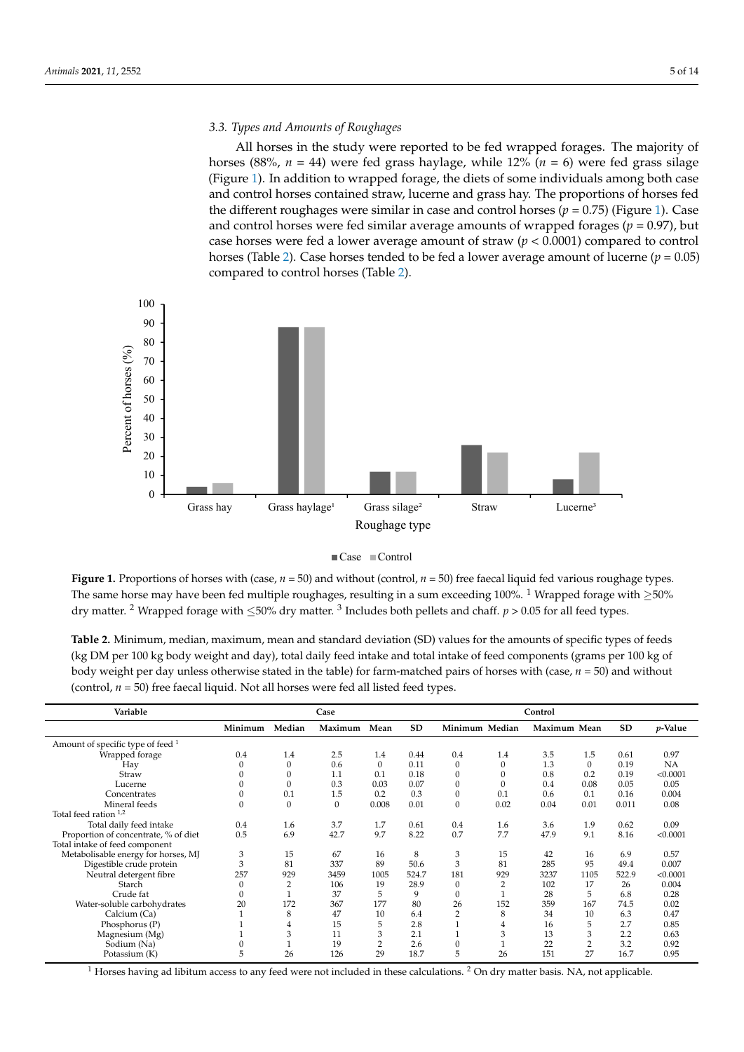### 3.3. Types and Amounts of Roughages

All horses in the study were reported to be fed wrapped forages. The majority of horses (88%, $n = 44$) were fed grass haylage, while 12% ($n = 6$) were fed grass silage (Figure 1). In addition to wrapped forage, the diets of some individuals among both case and control horses contained straw, lucerne and grass hay. The proportions of horses fed the different roughages were similar in case and control horses ($p = 0.75$) (Figure 1). Case and control horses were fed similar average amounts of wrapped forages ($p = 0.97$), but case horses were fed a lower average amount of straw ($p < 0.0001$) compared to control horses (Table 2). Case horses tended to be fed a lower average amount of lucerne ($p = 0.05$) compared to control horses (Table 2).

**Figure 1.** Proportions of horses with (case, $n = 50$) and without (control, $n = 50$) free faecal liquid fed various roughage types. The same horse may have been fed multiple roughages, resulting in a sum exceeding 100%. [1] Wrapped forage with ≥50% dry matter. [2] Wrapped forage with ≤50% dry matter. [3] Includes both pellets and chaff. $p > 0.05$ for all feed types.

**Table 2.** Minimum, median, maximum, mean and standard deviation (SD) values for the amounts of specific types of feeds (kg DM per 100 kg body weight and day), total daily feed intake and total intake of feed components (grams per 100 kg of body weight per day unless otherwise stated in the table) for farm-matched pairs of horses with (case, $n = 50$) and without (control, $n = 50$) free faecal liquid. Not all horses were fed all listed feed types.

| Variable | Case | | | | | Control | | | | | |
|---|---|---|---|---|---|---|---|---|---|---|---|
| | Minimum | Median | Maximum | Mean | SD | Minimum | Median | Maximum | Mean | SD | *p*-Value |
| Amount of specific type of feed [1] | | | | | | | | | | | |
| Wrapped forage | 0.4 | 1.4 | 2.5 | 1.4 | 0.44 | 0.4 | 1.4 | 3.5 | 1.5 | 0.61 | 0.97 |
| Hay | 0 | 0 | 0.6 | 0 | 0.11 | 0 | 0 | 1.3 | 0 | 0.19 | NA |
| Straw | 0 | 0 | 1.1 | 0.1 | 0.18 | 0 | 0 | 0.8 | 0.2 | 0.19 | <0.0001 |
| Lucerne | 0 | 0 | 0.3 | 0.03 | 0.07 | 0 | 0 | 0.4 | 0.08 | 0.05 | 0.05 |
| Concentrates | 0 | 0.1 | 1.5 | 0.2 | 0.3 | 0 | 0.1 | 0.6 | 0.1 | 0.16 | 0.004 |
| Mineral feeds | 0 | 0 | 0 | 0.008 | 0.01 | 0 | 0.02 | 0.04 | 0.01 | 0.011 | 0.08 |
| Total feed ration [1,2] | | | | | | | | | | | |
| Total daily feed intake | 0.4 | 1.6 | 3.7 | 1.7 | 0.61 | 0.4 | 1.6 | 3.6 | 1.9 | 0.62 | 0.09 |
| Proportion of concentrate, % of diet | 0.5 | 6.9 | 42.7 | 9.7 | 8.22 | 0.7 | 7.7 | 47.9 | 9.1 | 8.16 | <0.0001 |
| Total intake of feed component | | | | | | | | | | | |
| Metabolisable energy for horses, MJ | 3 | 15 | 67 | 16 | 8 | 3 | 15 | 42 | 16 | 6.9 | 0.57 |
| Digestible crude protein | 3 | 81 | 337 | 89 | 50.6 | 3 | 81 | 285 | 95 | 49.4 | 0.007 |
| Neutral detergent fibre | 257 | 929 | 3459 | 1005 | 524.7 | 181 | 929 | 3237 | 1105 | 522.9 | <0.0001 |
| Starch | 0 | 2 | 106 | 19 | 28.9 | 0 | 2 | 102 | 17 | 26 | 0.004 |
| Crude fat | 0 | 1 | 37 | 5 | 9 | 0 | 1 | 28 | 5 | 6.8 | 0.28 |
| Water-soluble carbohydrates | 20 | 172 | 367 | 177 | 80 | 26 | 152 | 359 | 167 | 74.5 | 0.02 |
| Calcium (Ca) | 1 | 8 | 47 | 10 | 6.4 | 2 | 8 | 34 | 10 | 6.3 | 0.47 |
| Phosphorus (P) | 1 | 4 | 15 | 5 | 2.8 | 1 | 4 | 16 | 5 | 2.7 | 0.85 |
| Magnesium (Mg) | 1 | 3 | 11 | 3 | 2.1 | 1 | 3 | 13 | 3 | 2.2 | 0.63 |
| Sodium (Na) | 0 | 1 | 19 | 2 | 2.6 | 0 | 1 | 22 | 2 | 3.2 | 0.92 |
| Potassium (K) | 5 | 26 | 126 | 29 | 18.7 | 5 | 26 | 151 | 27 | 16.7 | 0.95 |

[1] Horses having ad libitum access to any feed were not included in these calculations. [2] On dry matter basis. NA, not applicable.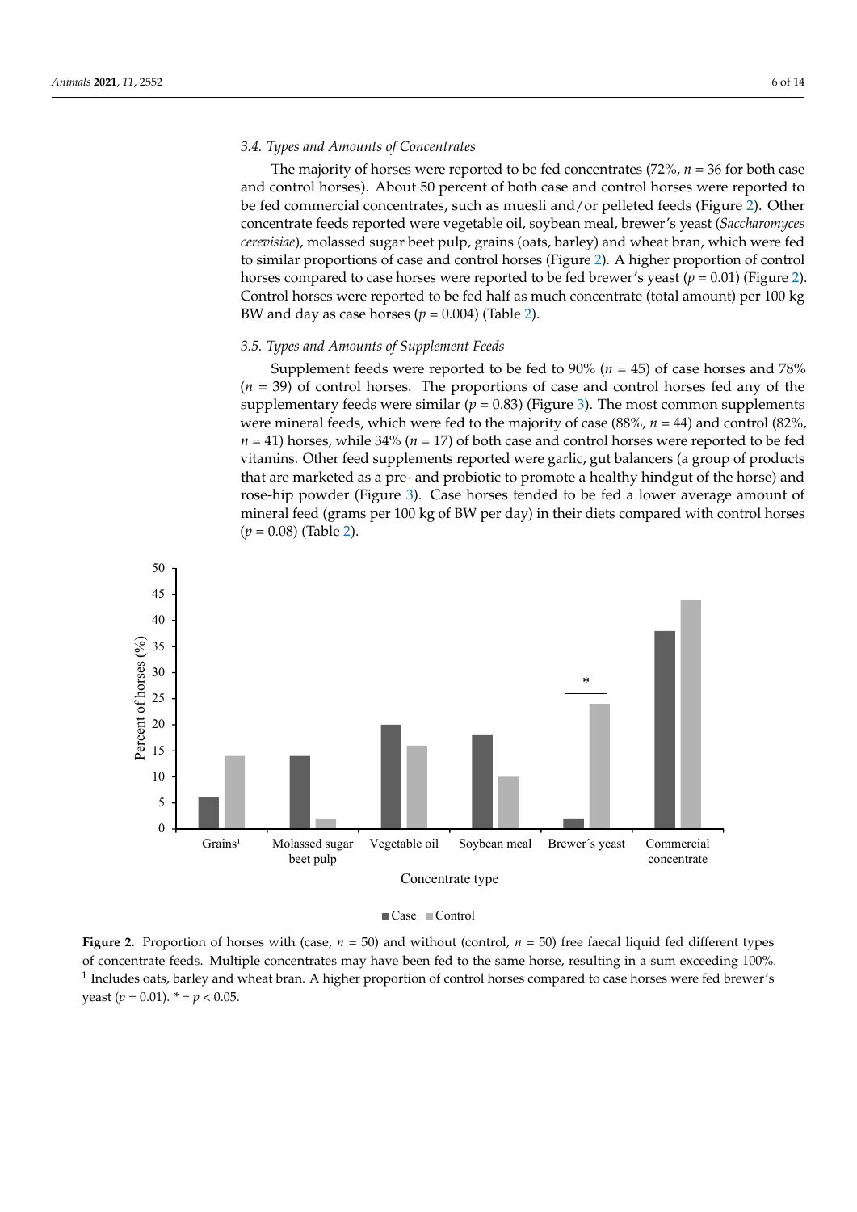### 3.4. Types and Amounts of Concentrates

The majority of horses were reported to be fed concentrates (72%, $n = 36$ for both case and control horses). About 50 percent of both case and control horses were reported to be fed commercial concentrates, such as muesli and/or pelleted feeds (Figure 2). Other concentrate feeds reported were vegetable oil, soybean meal, brewer's yeast (*Saccharomyces cerevisiae*), molassed sugar beet pulp, grains (oats, barley) and wheat bran, which were fed to similar proportions of case and control horses (Figure 2). A higher proportion of control horses compared to case horses were reported to be fed brewer's yeast ($p = 0.01$) (Figure 2). Control horses were reported to be fed half as much concentrate (total amount) per 100 kg BW and day as case horses ($p = 0.004$) (Table 2).

### 3.5. Types and Amounts of Supplement Feeds

Supplement feeds were reported to be fed to 90% ($n = 45$) of case horses and 78% ($n = 39$) of control horses. The proportions of case and control horses fed any of the supplementary feeds were similar ($p = 0.83$) (Figure 3). The most common supplements were mineral feeds, which were fed to the majority of case (88%, $n = 44$) and control (82%, $n = 41$) horses, while 34% ($n = 17$) of both case and control horses were reported to be fed vitamins. Other feed supplements reported were garlic, gut balancers (a group of products that are marketed as a pre- and probiotic to promote a healthy hindgut of the horse) and rose-hip powder (Figure 3). Case horses tended to be fed a lower average amount of mineral feed (grams per 100 kg of BW per day) in their diets compared with control horses ($p = 0.08$) (Table 2).

**Figure 2.** Proportion of horses with (case, $n = 50$) and without (control, $n = 50$) free faecal liquid fed different types of concentrate feeds. Multiple concentrates may have been fed to the same horse, resulting in a sum exceeding 100%. [1] Includes oats, barley and wheat bran. A higher proportion of control horses compared to case horses were fed brewer's yeast ($p = 0.01$). * = $p < 0.05$.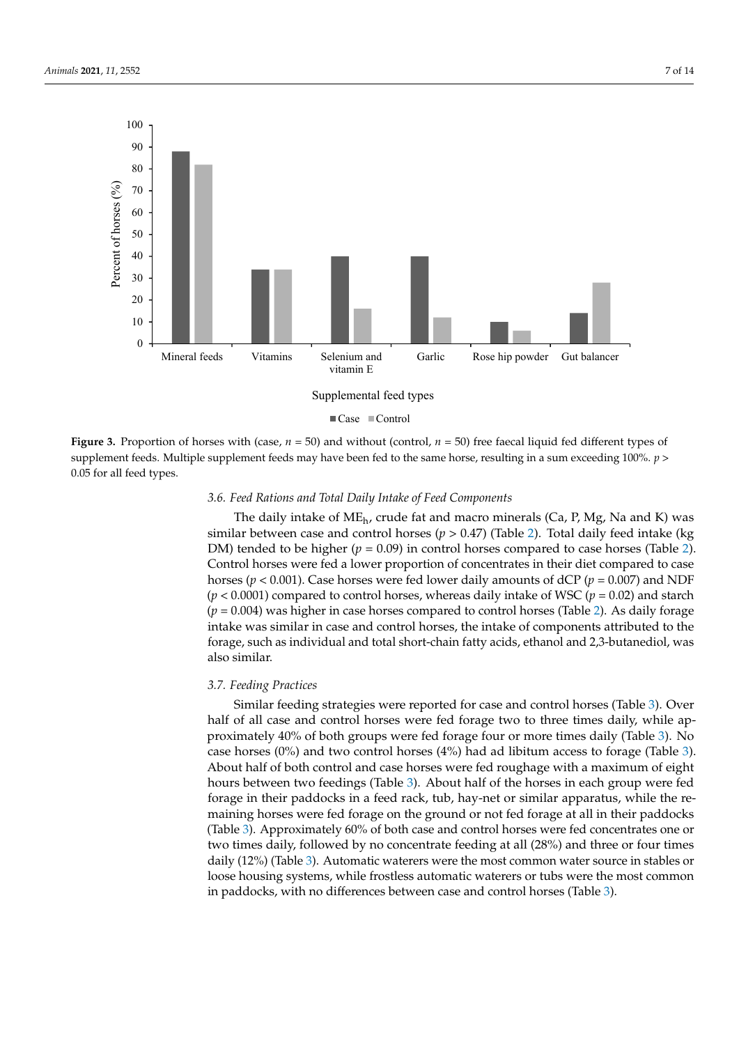**Figure 3.** Proportion of horses with (case, $n = 50$) and without (control, $n = 50$) free faecal liquid fed different types of supplement feeds. Multiple supplement feeds may have been fed to the same horse, resulting in a sum exceeding 100%. $p > 0.05$ for all feed types.

### 3.6. Feed Rations and Total Daily Intake of Feed Components

The daily intake of $ME_h$, crude fat and macro minerals (Ca, P, Mg, Na and K) was similar between case and control horses ($p > 0.47$) (Table 2). Total daily feed intake (kg DM) tended to be higher ($p = 0.09$) in control horses compared to case horses (Table 2). Control horses were fed a lower proportion of concentrates in their diet compared to case horses ($p < 0.001$). Case horses were fed lower daily amounts of dCP ($p = 0.007$) and NDF ($p < 0.0001$) compared to control horses, whereas daily intake of WSC ($p = 0.02$) and starch ($p = 0.004$) was higher in case horses compared to control horses (Table 2). As daily forage intake was similar in case and control horses, the intake of components attributed to the forage, such as individual and total short-chain fatty acids, ethanol and 2,3-butanediol, was also similar.

### 3.7. Feeding Practices

Similar feeding strategies were reported for case and control horses (Table 3). Over half of all case and control horses were fed forage two to three times daily, while approximately 40% of both groups were fed forage four or more times daily (Table 3). No case horses (0%) and two control horses (4%) had ad libitum access to forage (Table 3). About half of both control and case horses were fed roughage with a maximum of eight hours between two feedings (Table 3). About half of the horses in each group were fed forage in their paddocks in a feed rack, tub, hay-net or similar apparatus, while the remaining horses were fed forage on the ground or not fed forage at all in their paddocks (Table 3). Approximately 60% of both case and control horses were fed concentrates one or two times daily, followed by no concentrate feeding at all (28%) and three or four times daily (12%) (Table 3). Automatic waterers were the most common water source in stables or loose housing systems, while frostless automatic waterers or tubs were the most common in paddocks, with no differences between case and control horses (Table 3).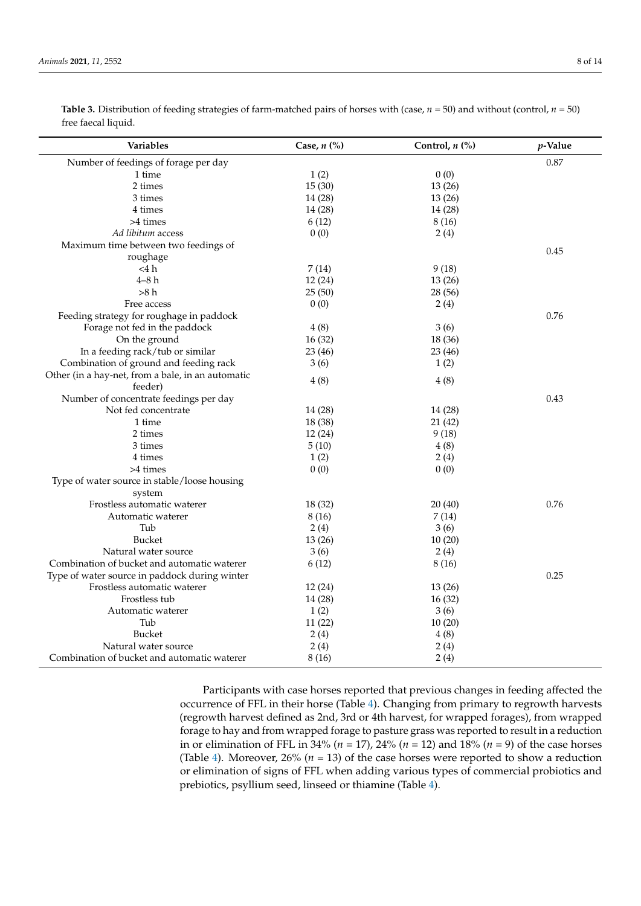**Table 3.** Distribution of feeding strategies of farm-matched pairs of horses with (case, $n$ = 50) and without (control, $n$ = 50) free faecal liquid.

| Variables | Case, $n$ (%) | Control, $n$ (%) | $p$-Value |
|---|---|---|---|
| Number of feedings of forage per day | | | 0.87 |
| 1 time | 1 (2) | 0 (0) | |
| 2 times | 15 (30) | 13 (26) | |
| 3 times | 14 (28) | 13 (26) | |
| 4 times | 14 (28) | 14 (28) | |
| >4 times | 6 (12) | 8 (16) | |
| *Ad libitum* access | 0 (0) | 2 (4) | |
| Maximum time between two feedings of roughage | | | 0.45 |
| <4 h | 7 (14) | 9 (18) | |
| 4–8 h | 12 (24) | 13 (26) | |
| >8 h | 25 (50) | 28 (56) | |
| Free access | 0 (0) | 2 (4) | |
| Feeding strategy for roughage in paddock | | | 0.76 |
| Forage not fed in the paddock | 4 (8) | 3 (6) | |
| On the ground | 16 (32) | 18 (36) | |
| In a feeding rack/tub or similar | 23 (46) | 23 (46) | |
| Combination of ground and feeding rack | 3 (6) | 1 (2) | |
| Other (in a hay-net, from a bale, in an automatic feeder) | 4 (8) | 4 (8) | |
| Number of concentrate feedings per day | | | 0.43 |
| Not fed concentrate | 14 (28) | 14 (28) | |
| 1 time | 18 (38) | 21 (42) | |
| 2 times | 12 (24) | 9 (18) | |
| 3 times | 5 (10) | 4 (8) | |
| 4 times | 1 (2) | 2 (4) | |
| >4 times | 0 (0) | 0 (0) | |
| Type of water source in stable/loose housing system | | | |
| Frostless automatic waterer | 18 (32) | 20 (40) | 0.76 |
| Automatic waterer | 8 (16) | 7 (14) | |
| Tub | 2 (4) | 3 (6) | |
| Bucket | 13 (26) | 10 (20) | |
| Natural water source | 3 (6) | 2 (4) | |
| Combination of bucket and automatic waterer | 6 (12) | 8 (16) | |
| Type of water source in paddock during winter | | | 0.25 |
| Frostless automatic waterer | 12 (24) | 13 (26) | |
| Frostless tub | 14 (28) | 16 (32) | |
| Automatic waterer | 1 (2) | 3 (6) | |
| Tub | 11 (22) | 10 (20) | |
| Bucket | 2 (4) | 4 (8) | |
| Natural water source | 2 (4) | 2 (4) | |
| Combination of bucket and automatic waterer | 8 (16) | 2 (4) | |

Participants with case horses reported that previous changes in feeding affected the occurrence of FFL in their horse (Table 4). Changing from primary to regrowth harvests (regrowth harvest defined as 2nd, 3rd or 4th harvest, for wrapped forages), from wrapped forage to hay and from wrapped forage to pasture grass was reported to result in a reduction in or elimination of FFL in 34% ($n$ = 17), 24% ($n$ = 12) and 18% ($n$ = 9) of the case horses (Table 4). Moreover, 26% ($n$ = 13) of the case horses were reported to show a reduction or elimination of signs of FFL when adding various types of commercial probiotics and prebiotics, psyllium seed, linseed or thiamine (Table 4).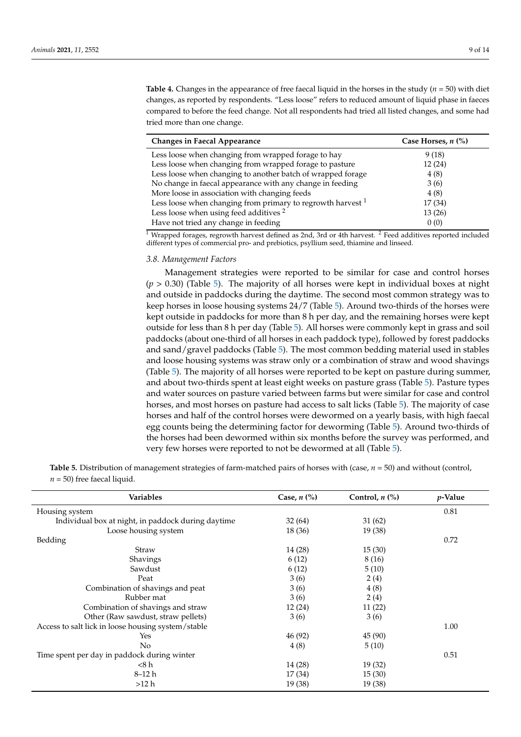**Table 4.** Changes in the appearance of free faecal liquid in the horses in the study ($n = 50$) with diet changes, as reported by respondents. "Less loose" refers to reduced amount of liquid phase in faeces compared to before the feed change. Not all respondents had tried all listed changes, and some had tried more than one change.

| Changes in Faecal Appearance | Case Horses, *n* (%) |
|---|---|
| Less loose when changing from wrapped forage to hay | 9 (18) |
| Less loose when changing from wrapped forage to pasture | 12 (24) |
| Less loose when changing to another batch of wrapped forage | 4 (8) |
| No change in faecal appearance with any change in feeding | 3 (6) |
| More loose in association with changing feeds | 4 (8) |
| Less loose when changing from primary to regrowth harvest [1] | 17 (34) |
| Less loose when using feed additives [2] | 13 (26) |
| Have not tried any change in feeding | 0 (0) |

[1] Wrapped forages, regrowth harvest defined as 2nd, 3rd or 4th harvest. [2] Feed additives reported included different types of commercial pro- and prebiotics, psyllium seed, thiamine and linseed.

### 3.8. Management Factors

Management strategies were reported to be similar for case and control horses ($p > 0.30$) (Table 5). The majority of all horses were kept in individual boxes at night and outside in paddocks during the daytime. The second most common strategy was to keep horses in loose housing systems 24/7 (Table 5). Around two-thirds of the horses were kept outside in paddocks for more than 8 h per day, and the remaining horses were kept outside for less than 8 h per day (Table 5). All horses were commonly kept in grass and soil paddocks (about one-third of all horses in each paddock type), followed by forest paddocks and sand/gravel paddocks (Table 5). The most common bedding material used in stables and loose housing systems was straw only or a combination of straw and wood shavings (Table 5). The majority of all horses were reported to be kept on pasture during summer, and about two-thirds spent at least eight weeks on pasture grass (Table 5). Pasture types and water sources on pasture varied between farms but were similar for case and control horses, and most horses on pasture had access to salt licks (Table 5). The majority of case horses and half of the control horses were dewormed on a yearly basis, with high faecal egg counts being the determining factor for deworming (Table 5). Around two-thirds of the horses had been dewormed within six months before the survey was performed, and very few horses were reported to not be dewormed at all (Table 5).

**Table 5.** Distribution of management strategies of farm-matched pairs of horses with (case, $n = 50$) and without (control, $n = 50$) free faecal liquid.

| Variables | Case, *n* (%) | Control, *n* (%) | *p*-Value |
|---|---|---|---|
| Housing system | | | 0.81 |
| Individual box at night, in paddock during daytime | 32 (64) | 31 (62) | |
| Loose housing system | 18 (36) | 19 (38) | |
| Bedding | | | 0.72 |
| Straw | 14 (28) | 15 (30) | |
| Shavings | 6 (12) | 8 (16) | |
| Sawdust | 6 (12) | 5 (10) | |
| Peat | 3 (6) | 2 (4) | |
| Combination of shavings and peat | 3 (6) | 4 (8) | |
| Rubber mat | 3 (6) | 2 (4) | |
| Combination of shavings and straw | 12 (24) | 11 (22) | |
| Other (Raw sawdust, straw pellets) | 3 (6) | 3 (6) | |
| Access to salt lick in loose housing system/stable | | | 1.00 |
| Yes | 46 (92) | 45 (90) | |
| No | 4 (8) | 5 (10) | |
| Time spent per day in paddock during winter | | | 0.51 |
| <8 h | 14 (28) | 19 (32) | |
| 8–12 h | 17 (34) | 15 (30) | |
| >12 h | 19 (38) | 19 (38) | |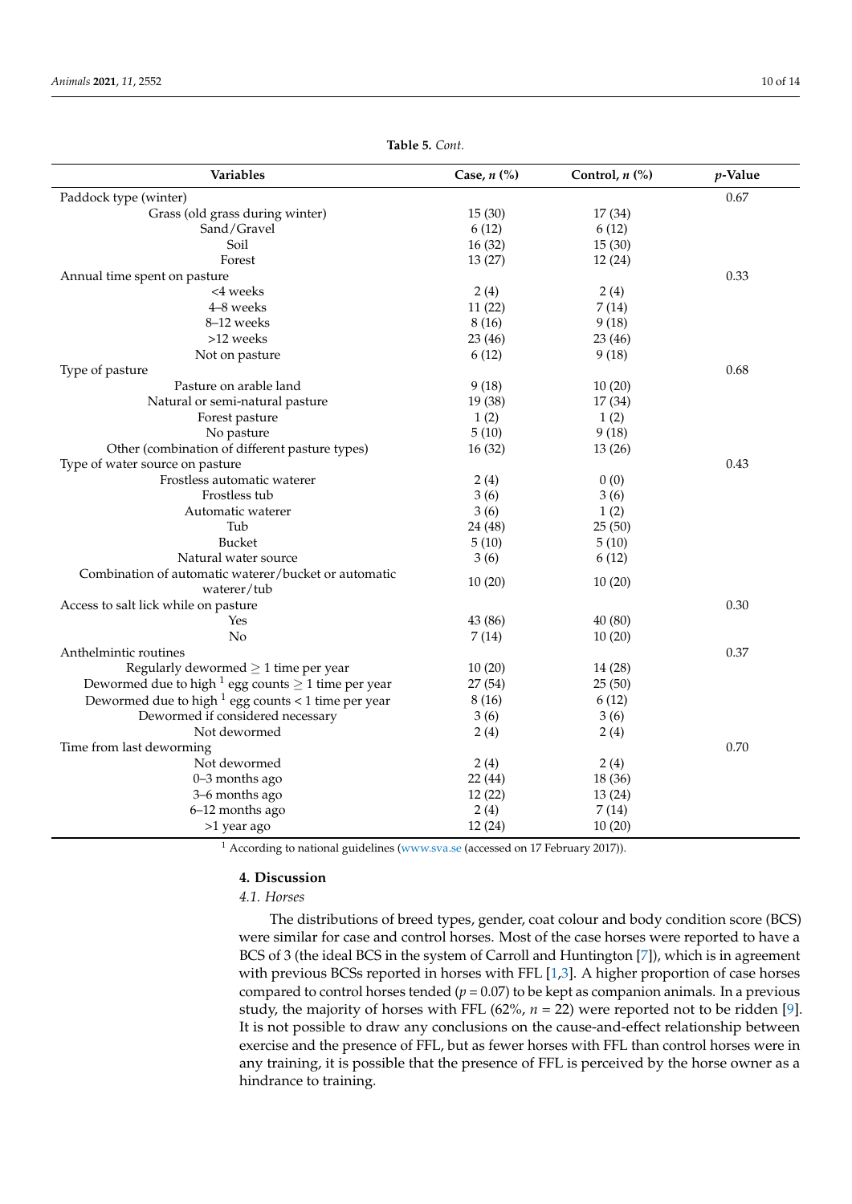**Table 5.** *Cont.*

| Variables | Case, *n* (%) | Control, *n* (%) | *p*-Value |
|---|---|---|---|
| Paddock type (winter) | | | 0.67 |
| Grass (old grass during winter) | 15 (30) | 17 (34) | |
| Sand/Gravel | 6 (12) | 6 (12) | |
| Soil | 16 (32) | 15 (30) | |
| Forest | 13 (27) | 12 (24) | |
| Annual time spent on pasture | | | 0.33 |
| <4 weeks | 2 (4) | 2 (4) | |
| 4–8 weeks | 11 (22) | 7 (14) | |
| 8–12 weeks | 8 (16) | 9 (18) | |
| >12 weeks | 23 (46) | 23 (46) | |
| Not on pasture | 6 (12) | 9 (18) | |
| Type of pasture | | | 0.68 |
| Pasture on arable land | 9 (18) | 10 (20) | |
| Natural or semi-natural pasture | 19 (38) | 17 (34) | |
| Forest pasture | 1 (2) | 1 (2) | |
| No pasture | 5 (10) | 9 (18) | |
| Other (combination of different pasture types) | 16 (32) | 13 (26) | |
| Type of water source on pasture | | | 0.43 |
| Frostless automatic waterer | 2 (4) | 0 (0) | |
| Frostless tub | 3 (6) | 3 (6) | |
| Automatic waterer | 3 (6) | 1 (2) | |
| Tub | 24 (48) | 25 (50) | |
| Bucket | 5 (10) | 5 (10) | |
| Natural water source | 3 (6) | 6 (12) | |
| Combination of automatic waterer/bucket or automatic waterer/tub | 10 (20) | 10 (20) | |
| Access to salt lick while on pasture | | | 0.30 |
| Yes | 43 (86) | 40 (80) | |
| No | 7 (14) | 10 (20) | |
| Anthelmintic routines | | | 0.37 |
| Regularly dewormed ≥ 1 time per year | 10 (20) | 14 (28) | |
| Dewormed due to high [1] egg counts ≥ 1 time per year | 27 (54) | 25 (50) | |
| Dewormed due to high [1] egg counts < 1 time per year | 8 (16) | 6 (12) | |
| Dewormed if considered necessary | 3 (6) | 3 (6) | |
| Not dewormed | 2 (4) | 2 (4) | |
| Time from last deworming | | | 0.70 |
| Not dewormed | 2 (4) | 2 (4) | |
| 0–3 months ago | 22 (44) | 18 (36) | |
| 3–6 months ago | 12 (22) | 13 (24) | |
| 6–12 months ago | 2 (4) | 7 (14) | |
| >1 year ago | 12 (24) | 10 (20) | |

[1] According to national guidelines (www.sva.se (accessed on 17 February 2017)).

## 4. Discussion

### 4.1. Horses

The distributions of breed types, gender, coat colour and body condition score (BCS) were similar for case and control horses. Most of the case horses were reported to have a BCS of 3 (the ideal BCS in the system of Carroll and Huntington [7]), which is in agreement with previous BCSs reported in horses with FFL [1,3]. A higher proportion of case horses compared to control horses tended ($p = 0.07$) to be kept as companion animals. In a previous study, the majority of horses with FFL (62%, $n = 22$) were reported not to be ridden [9]. It is not possible to draw any conclusions on the cause-and-effect relationship between exercise and the presence of FFL, but as fewer horses with FFL than control horses were in any training, it is possible that the presence of FFL is perceived by the horse owner as a hindrance to training.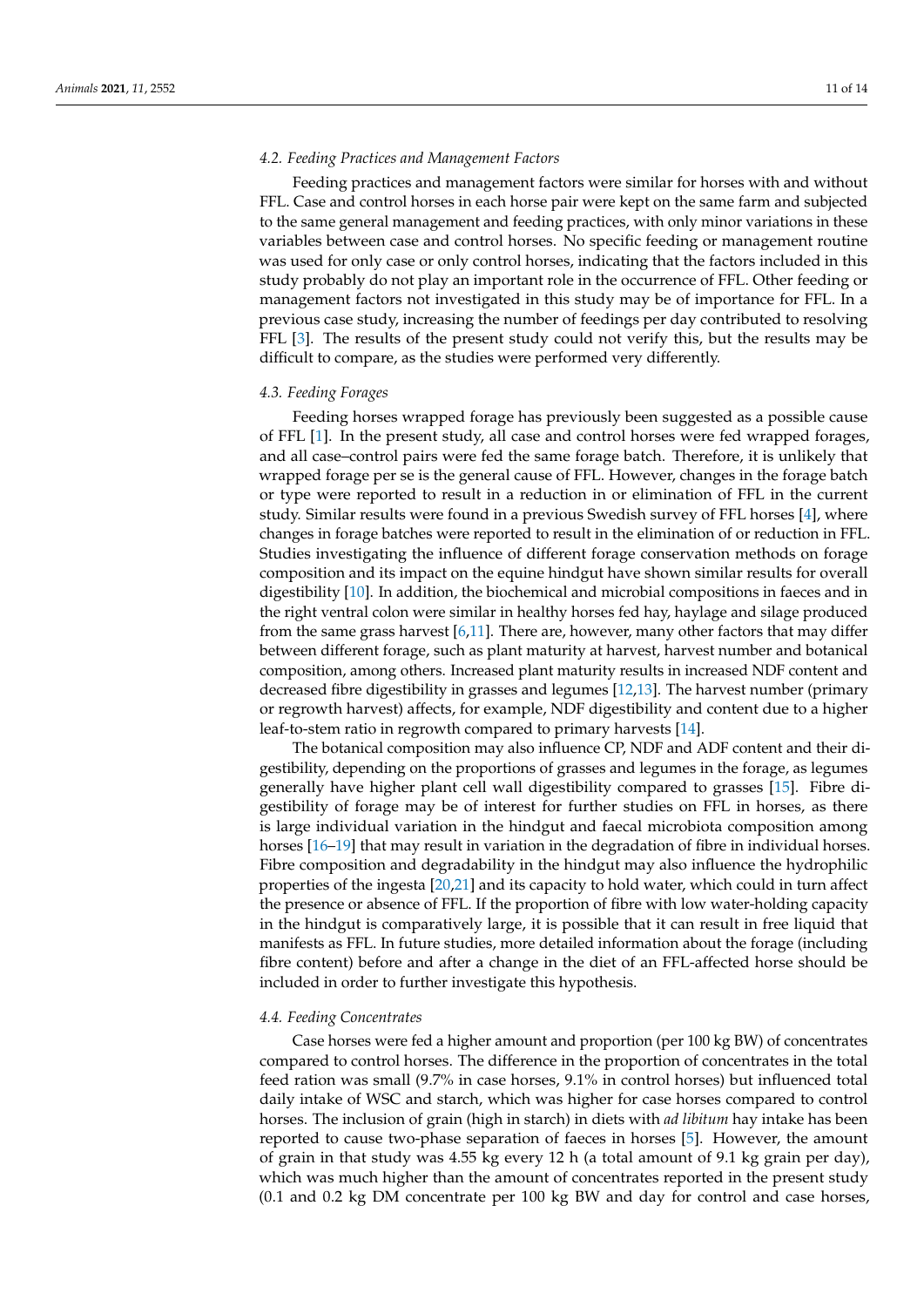### 4.2. Feeding Practices and Management Factors

Feeding practices and management factors were similar for horses with and without FFL. Case and control horses in each horse pair were kept on the same farm and subjected to the same general management and feeding practices, with only minor variations in these variables between case and control horses. No specific feeding or management routine was used for only case or only control horses, indicating that the factors included in this study probably do not play an important role in the occurrence of FFL. Other feeding or management factors not investigated in this study may be of importance for FFL. In a previous case study, increasing the number of feedings per day contributed to resolving FFL [3]. The results of the present study could not verify this, but the results may be difficult to compare, as the studies were performed very differently.

### 4.3. Feeding Forages

Feeding horses wrapped forage has previously been suggested as a possible cause of FFL [1]. In the present study, all case and control horses were fed wrapped forages, and all case–control pairs were fed the same forage batch. Therefore, it is unlikely that wrapped forage per se is the general cause of FFL. However, changes in the forage batch or type were reported to result in a reduction in or elimination of FFL in the current study. Similar results were found in a previous Swedish survey of FFL horses [4], where changes in forage batches were reported to result in the elimination of or reduction in FFL. Studies investigating the influence of different forage conservation methods on forage composition and its impact on the equine hindgut have shown similar results for overall digestibility [10]. In addition, the biochemical and microbial compositions in faeces and in the right ventral colon were similar in healthy horses fed hay, haylage and silage produced from the same grass harvest [6,11]. There are, however, many other factors that may differ between different forage, such as plant maturity at harvest, harvest number and botanical composition, among others. Increased plant maturity results in increased NDF content and decreased fibre digestibility in grasses and legumes [12,13]. The harvest number (primary or regrowth harvest) affects, for example, NDF digestibility and content due to a higher leaf-to-stem ratio in regrowth compared to primary harvests [14].

The botanical composition may also influence CP, NDF and ADF content and their digestibility, depending on the proportions of grasses and legumes in the forage, as legumes generally have higher plant cell wall digestibility compared to grasses [15]. Fibre digestibility of forage may be of interest for further studies on FFL in horses, as there is large individual variation in the hindgut and faecal microbiota composition among horses [16–19] that may result in variation in the degradation of fibre in individual horses. Fibre composition and degradability in the hindgut may also influence the hydrophilic properties of the ingesta [20,21] and its capacity to hold water, which could in turn affect the presence or absence of FFL. If the proportion of fibre with low water-holding capacity in the hindgut is comparatively large, it is possible that it can result in free liquid that manifests as FFL. In future studies, more detailed information about the forage (including fibre content) before and after a change in the diet of an FFL-affected horse should be included in order to further investigate this hypothesis.

### 4.4. Feeding Concentrates

Case horses were fed a higher amount and proportion (per 100 kg BW) of concentrates compared to control horses. The difference in the proportion of concentrates in the total feed ration was small (9.7% in case horses, 9.1% in control horses) but influenced total daily intake of WSC and starch, which was higher for case horses compared to control horses. The inclusion of grain (high in starch) in diets with *ad libitum* hay intake has been reported to cause two-phase separation of faeces in horses [5]. However, the amount of grain in that study was 4.55 kg every 12 h (a total amount of 9.1 kg grain per day), which was much higher than the amount of concentrates reported in the present study (0.1 and 0.2 kg DM concentrate per 100 kg BW and day for control and case horses,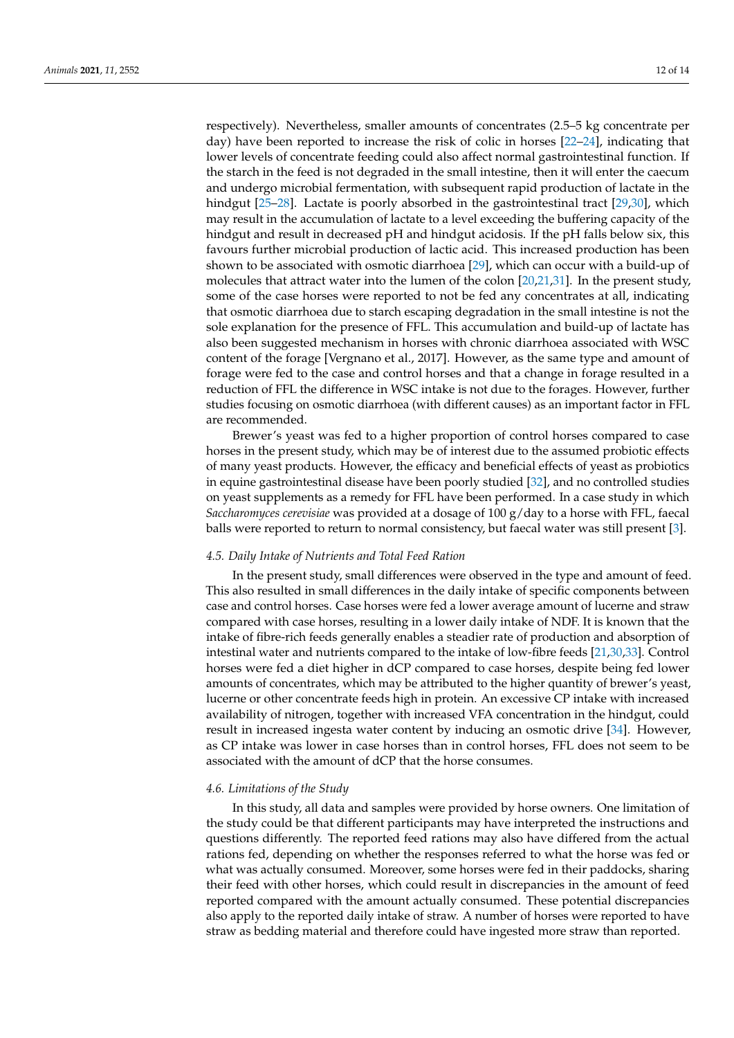respectively). Nevertheless, smaller amounts of concentrates (2.5–5 kg concentrate per day) have been reported to increase the risk of colic in horses [22–24], indicating that lower levels of concentrate feeding could also affect normal gastrointestinal function. If the starch in the feed is not degraded in the small intestine, then it will enter the caecum and undergo microbial fermentation, with subsequent rapid production of lactate in the hindgut [25–28]. Lactate is poorly absorbed in the gastrointestinal tract [29,30], which may result in the accumulation of lactate to a level exceeding the buffering capacity of the hindgut and result in decreased pH and hindgut acidosis. If the pH falls below six, this favours further microbial production of lactic acid. This increased production has been shown to be associated with osmotic diarrhoea [29], which can occur with a build-up of molecules that attract water into the lumen of the colon [20,21,31]. In the present study, some of the case horses were reported to not be fed any concentrates at all, indicating that osmotic diarrhoea due to starch escaping degradation in the small intestine is not the sole explanation for the presence of FFL. This accumulation and build-up of lactate has also been suggested mechanism in horses with chronic diarrhoea associated with WSC content of the forage [Vergnano et al., 2017]. However, as the same type and amount of forage were fed to the case and control horses and that a change in forage resulted in a reduction of FFL the difference in WSC intake is not due to the forages. However, further studies focusing on osmotic diarrhoea (with different causes) as an important factor in FFL are recommended.

Brewer's yeast was fed to a higher proportion of control horses compared to case horses in the present study, which may be of interest due to the assumed probiotic effects of many yeast products. However, the efficacy and beneficial effects of yeast as probiotics in equine gastrointestinal disease have been poorly studied [32], and no controlled studies on yeast supplements as a remedy for FFL have been performed. In a case study in which *Saccharomyces cerevisiae* was provided at a dosage of 100 g/day to a horse with FFL, faecal balls were reported to return to normal consistency, but faecal water was still present [3].

### 4.5. Daily Intake of Nutrients and Total Feed Ration

In the present study, small differences were observed in the type and amount of feed. This also resulted in small differences in the daily intake of specific components between case and control horses. Case horses were fed a lower average amount of lucerne and straw compared with case horses, resulting in a lower daily intake of NDF. It is known that the intake of fibre-rich feeds generally enables a steadier rate of production and absorption of intestinal water and nutrients compared to the intake of low-fibre feeds [21,30,33]. Control horses were fed a diet higher in dCP compared to case horses, despite being fed lower amounts of concentrates, which may be attributed to the higher quantity of brewer's yeast, lucerne or other concentrate feeds high in protein. An excessive CP intake with increased availability of nitrogen, together with increased VFA concentration in the hindgut, could result in increased ingesta water content by inducing an osmotic drive [34]. However, as CP intake was lower in case horses than in control horses, FFL does not seem to be associated with the amount of dCP that the horse consumes.

### 4.6. Limitations of the Study

In this study, all data and samples were provided by horse owners. One limitation of the study could be that different participants may have interpreted the instructions and questions differently. The reported feed rations may also have differed from the actual rations fed, depending on whether the responses referred to what the horse was fed or what was actually consumed. Moreover, some horses were fed in their paddocks, sharing their feed with other horses, which could result in discrepancies in the amount of feed reported compared with the amount actually consumed. These potential discrepancies also apply to the reported daily intake of straw. A number of horses were reported to have straw as bedding material and therefore could have ingested more straw than reported.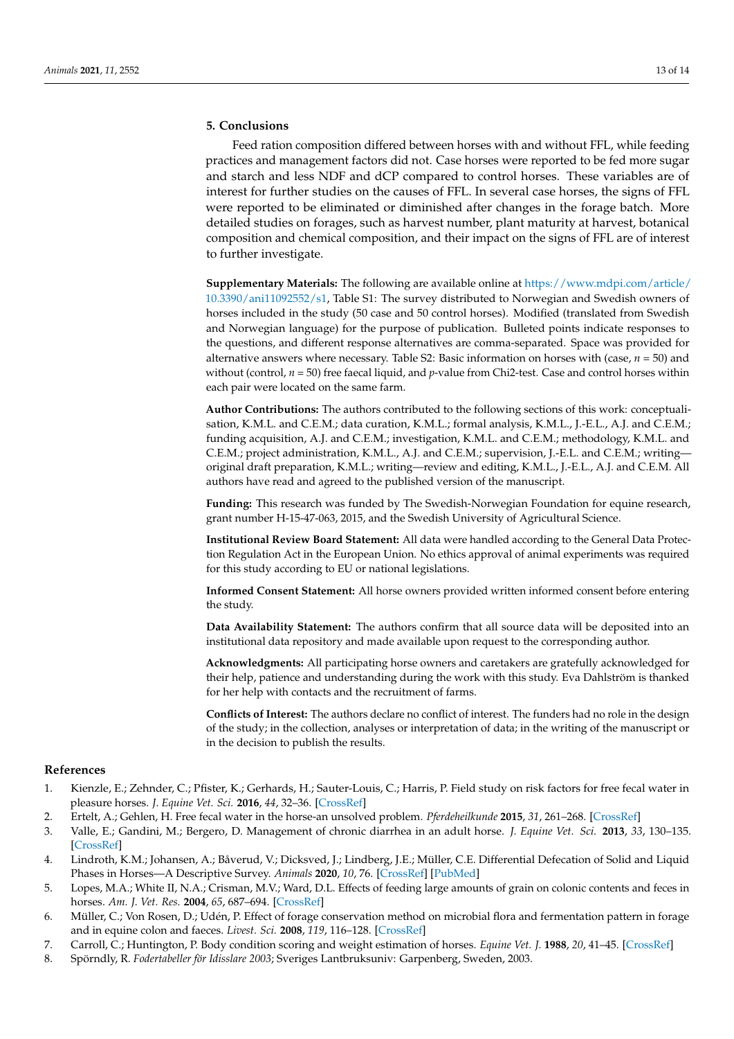## 5. Conclusions

Feed ration composition differed between horses with and without FFL, while feeding practices and management factors did not. Case horses were reported to be fed more sugar and starch and less NDF and dCP compared to control horses. These variables are of interest for further studies on the causes of FFL. In several case horses, the signs of FFL were reported to be eliminated or diminished after changes in the forage batch. More detailed studies on forages, such as harvest number, plant maturity at harvest, botanical composition and chemical composition, and their impact on the signs of FFL are of interest to further investigate.

**Supplementary Materials:** The following are available online at https://www.mdpi.com/article/10.3390/ani11092552/s1, Table S1: The survey distributed to Norwegian and Swedish owners of horses included in the study (50 case and 50 control horses). Modified (translated from Swedish and Norwegian language) for the purpose of publication. Bulleted points indicate responses to the questions, and different response alternatives are comma-separated. Space was provided for alternative answers where necessary. Table S2: Basic information on horses with (case, $n = 50$) and without (control, $n = 50$) free faecal liquid, and $p$-value from Chi2-test. Case and control horses within each pair were located on the same farm.

**Author Contributions:** The authors contributed to the following sections of this work: conceptualisation, K.M.L. and C.E.M.; data curation, K.M.L.; formal analysis, K.M.L., J.-E.L., A.J. and C.E.M.; funding acquisition, A.J. and C.E.M.; investigation, K.M.L. and C.E.M.; methodology, K.M.L. and C.E.M.; project administration, K.M.L., A.J. and C.E.M.; supervision, J.-E.L. and C.E.M.; writing—original draft preparation, K.M.L.; writing—review and editing, K.M.L., J.-E.L., A.J. and C.E.M. All authors have read and agreed to the published version of the manuscript.

**Funding:** This research was funded by The Swedish-Norwegian Foundation for equine research, grant number H-15-47-063, 2015, and the Swedish University of Agricultural Science.

**Institutional Review Board Statement:** All data were handled according to the General Data Protection Regulation Act in the European Union. No ethics approval of animal experiments was required for this study according to EU or national legislations.

**Informed Consent Statement:** All horse owners provided written informed consent before entering the study.

**Data Availability Statement:** The authors confirm that all source data will be deposited into an institutional data repository and made available upon request to the corresponding author.

**Acknowledgments:** All participating horse owners and caretakers are gratefully acknowledged for their help, patience and understanding during the work with this study. Eva Dahlström is thanked for her help with contacts and the recruitment of farms.

**Conflicts of Interest:** The authors declare no conflict of interest. The funders had no role in the design of the study; in the collection, analyses or interpretation of data; in the writing of the manuscript or in the decision to publish the results.

## References

1. Kienzle, E.; Zehnder, C.; Pfister, K.; Gerhards, H.; Sauter-Louis, C.; Harris, P. Field study on risk factors for free fecal water in pleasure horses. *J. Equine Vet. Sci.* **2016**, *44*, 32–36. [CrossRef]
2. Ertelt, A.; Gehlen, H. Free fecal water in the horse-an unsolved problem. *Pferdeheilkunde* **2015**, *31*, 261–268. [CrossRef]
3. Valle, E.; Gandini, M.; Bergero, D. Management of chronic diarrhea in an adult horse. *J. Equine Vet. Sci.* **2013**, *33*, 130–135. [CrossRef]
4. Lindroth, K.M.; Johansen, A.; Båverud, V.; Dicksved, J.; Lindberg, J.E.; Müller, C.E. Differential Defecation of Solid and Liquid Phases in Horses—A Descriptive Survey. *Animals* **2020**, *10*, 76. [CrossRef] [PubMed]
5. Lopes, M.A.; White II, N.A.; Crisman, M.V.; Ward, D.L. Effects of feeding large amounts of grain on colonic contents and feces in horses. *Am. J. Vet. Res.* **2004**, *65*, 687–694. [CrossRef]
6. Müller, C.; Von Rosen, D.; Udén, P. Effect of forage conservation method on microbial flora and fermentation pattern in forage and in equine colon and faeces. *Livest. Sci.* **2008**, *119*, 116–128. [CrossRef]
7. Carroll, C.; Huntington, P. Body condition scoring and weight estimation of horses. *Equine Vet. J.* **1988**, *20*, 41–45. [CrossRef]
8. Spörndly, R. *Fodertabeller för Idisslare 2003*; Sveriges Lantbruksuniv: Garpenberg, Sweden, 2003.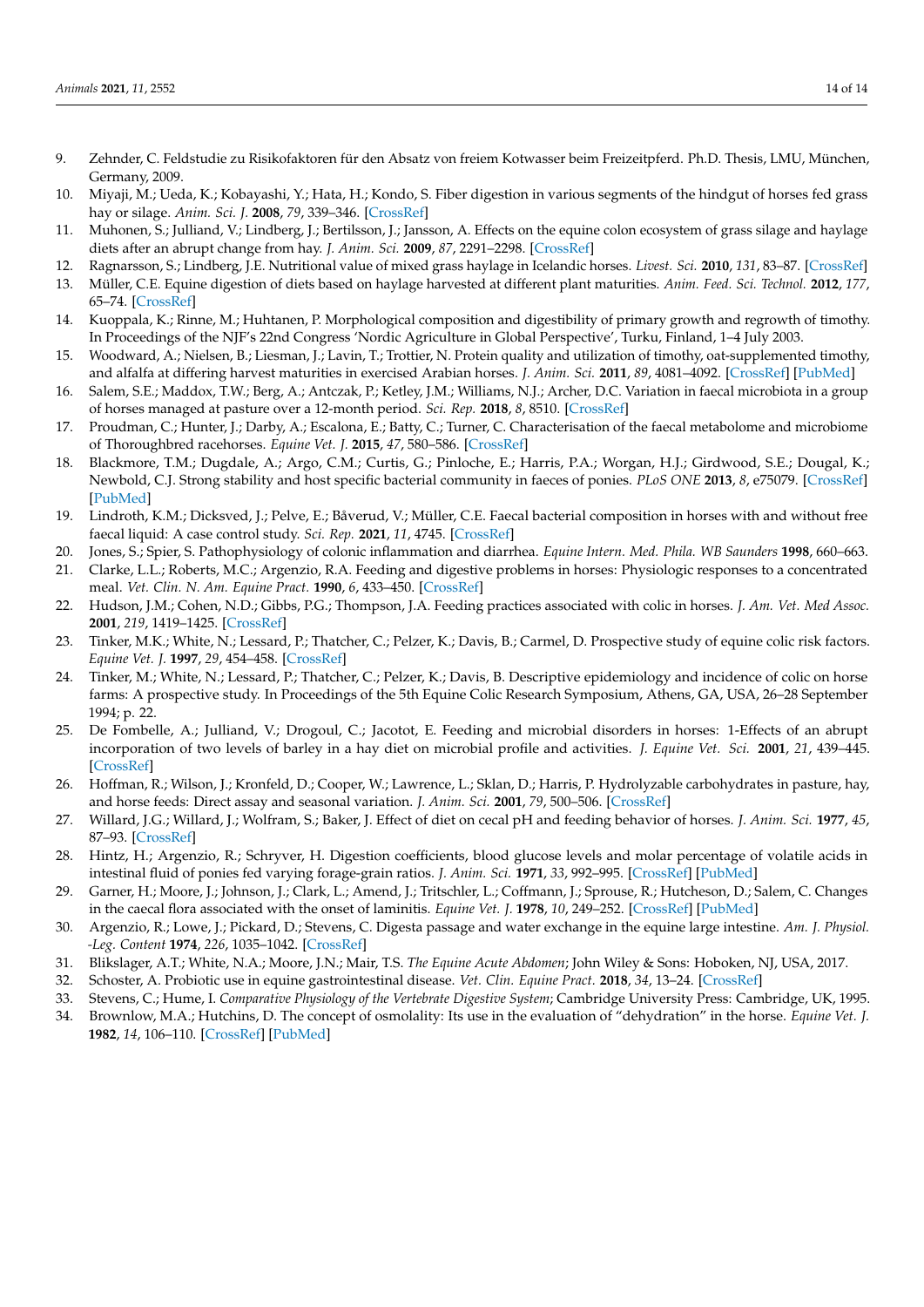9. Zehnder, C. Feldstudie zu Risikofaktoren für den Absatz von freiem Kotwasser beim Freizeitpferd. Ph.D. Thesis, LMU, München, Germany, 2009.
10. Miyaji, M.; Ueda, K.; Kobayashi, Y.; Hata, H.; Kondo, S. Fiber digestion in various segments of the hindgut of horses fed grass hay or silage. *Anim. Sci. J.* **2008**, *79*, 339–346. [CrossRef]
11. Muhonen, S.; Julliand, V.; Lindberg, J.; Bertilsson, J.; Jansson, A. Effects on the equine colon ecosystem of grass silage and haylage diets after an abrupt change from hay. *J. Anim. Sci.* **2009**, *87*, 2291–2298. [CrossRef]
12. Ragnarsson, S.; Lindberg, J.E. Nutritional value of mixed grass haylage in Icelandic horses. *Livest. Sci.* **2010**, *131*, 83–87. [CrossRef]
13. Müller, C.E. Equine digestion of diets based on haylage harvested at different plant maturities. *Anim. Feed. Sci. Technol.* **2012**, *177*, 65–74. [CrossRef]
14. Kuoppala, K.; Rinne, M.; Huhtanen, P. Morphological composition and digestibility of primary growth and regrowth of timothy. In Proceedings of the NJF's 22nd Congress 'Nordic Agriculture in Global Perspective', Turku, Finland, 1–4 July 2003.
15. Woodward, A.; Nielsen, B.; Liesman, J.; Lavin, T.; Trottier, N. Protein quality and utilization of timothy, oat-supplemented timothy, and alfalfa at differing harvest maturities in exercised Arabian horses. *J. Anim. Sci.* **2011**, *89*, 4081–4092. [CrossRef] [PubMed]
16. Salem, S.E.; Maddox, T.W.; Berg, A.; Antczak, P.; Ketley, J.M.; Williams, N.J.; Archer, D.C. Variation in faecal microbiota in a group of horses managed at pasture over a 12-month period. *Sci. Rep.* **2018**, *8*, 8510. [CrossRef]
17. Proudman, C.; Hunter, J.; Darby, A.; Escalona, E.; Batty, C.; Turner, C. Characterisation of the faecal metabolome and microbiome of Thoroughbred racehorses. *Equine Vet. J.* **2015**, *47*, 580–586. [CrossRef]
18. Blackmore, T.M.; Dugdale, A.; Argo, C.M.; Curtis, G.; Pinloche, E.; Harris, P.A.; Worgan, H.J.; Girdwood, S.E.; Dougal, K.; Newbold, C.J. Strong stability and host specific bacterial community in faeces of ponies. *PLoS ONE* **2013**, *8*, e75079. [CrossRef] [PubMed]
19. Lindroth, K.M.; Dicksved, J.; Pelve, E.; Båverud, V.; Müller, C.E. Faecal bacterial composition in horses with and without free faecal liquid: A case control study. *Sci. Rep.* **2021**, *11*, 4745. [CrossRef]
20. Jones, S.; Spier, S. Pathophysiology of colonic inflammation and diarrhea. *Equine Intern. Med. Phila. WB Saunders* **1998**, 660–663.
21. Clarke, L.L.; Roberts, M.C.; Argenzio, R.A. Feeding and digestive problems in horses: Physiologic responses to a concentrated meal. *Vet. Clin. N. Am. Equine Pract.* **1990**, *6*, 433–450. [CrossRef]
22. Hudson, J.M.; Cohen, N.D.; Gibbs, P.G.; Thompson, J.A. Feeding practices associated with colic in horses. *J. Am. Vet. Med Assoc.* **2001**, *219*, 1419–1425. [CrossRef]
23. Tinker, M.K.; White, N.; Lessard, P.; Thatcher, C.; Pelzer, K.; Davis, B.; Carmel, D. Prospective study of equine colic risk factors. *Equine Vet. J.* **1997**, *29*, 454–458. [CrossRef]
24. Tinker, M.; White, N.; Lessard, P.; Thatcher, C.; Pelzer, K.; Davis, B. Descriptive epidemiology and incidence of colic on horse farms: A prospective study. In Proceedings of the 5th Equine Colic Research Symposium, Athens, GA, USA, 26–28 September 1994; p. 22.
25. De Fombelle, A.; Julliand, V.; Drogoul, C.; Jacotot, E. Feeding and microbial disorders in horses: 1-Effects of an abrupt incorporation of two levels of barley in a hay diet on microbial profile and activities. *J. Equine Vet. Sci.* **2001**, *21*, 439–445. [CrossRef]
26. Hoffman, R.; Wilson, J.; Kronfeld, D.; Cooper, W.; Lawrence, L.; Sklan, D.; Harris, P. Hydrolyzable carbohydrates in pasture, hay, and horse feeds: Direct assay and seasonal variation. *J. Anim. Sci.* **2001**, *79*, 500–506. [CrossRef]
27. Willard, J.G.; Willard, J.; Wolfram, S.; Baker, J. Effect of diet on cecal pH and feeding behavior of horses. *J. Anim. Sci.* **1977**, *45*, 87–93. [CrossRef]
28. Hintz, H.; Argenzio, R.; Schryver, H. Digestion coefficients, blood glucose levels and molar percentage of volatile acids in intestinal fluid of ponies fed varying forage-grain ratios. *J. Anim. Sci.* **1971**, *33*, 992–995. [CrossRef] [PubMed]
29. Garner, H.; Moore, J.; Johnson, J.; Clark, L.; Amend, J.; Tritschler, L.; Coffmann, J.; Sprouse, R.; Hutcheson, D.; Salem, C. Changes in the caecal flora associated with the onset of laminitis. *Equine Vet. J.* **1978**, *10*, 249–252. [CrossRef] [PubMed]
30. Argenzio, R.; Lowe, J.; Pickard, D.; Stevens, C. Digesta passage and water exchange in the equine large intestine. *Am. J. Physiol. -Leg. Content* **1974**, *226*, 1035–1042. [CrossRef]
31. Blikslager, A.T.; White, N.A.; Moore, J.N.; Mair, T.S. *The Equine Acute Abdomen*; John Wiley & Sons: Hoboken, NJ, USA, 2017.
32. Schoster, A. Probiotic use in equine gastrointestinal disease. *Vet. Clin. Equine Pract.* **2018**, *34*, 13–24. [CrossRef]
33. Stevens, C.; Hume, I. *Comparative Physiology of the Vertebrate Digestive System*; Cambridge University Press: Cambridge, UK, 1995.
34. Brownlow, M.A.; Hutchins, D. The concept of osmolality: Its use in the evaluation of "dehydration" in the horse. *Equine Vet. J.* **1982**, *14*, 106–110. [CrossRef] [PubMed]